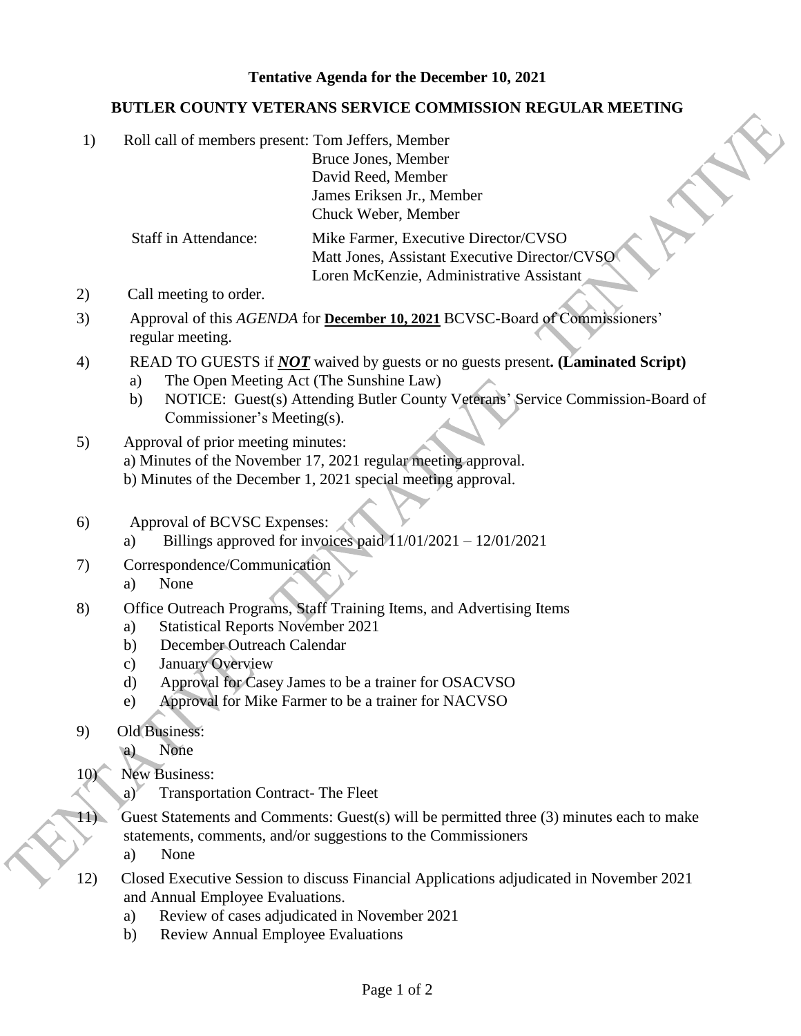**Tentative Agenda for the December 10, 2021**

**BUTLER COUNTY VETERANS SERVICE COMMISSION REGULAR MEETING**

1) Roll call of members present: Tom Jeffers, Member
   Bruce Jones, Member
   David Reed, Member
   James Eriksen Jr., Member
   Chuck Weber, Member

   Staff in Attendance: Mike Farmer, Executive Director/CVSO
   Matt Jones, Assistant Executive Director/CVSO
   Loren McKenzie, Administrative Assistant

2) Call meeting to order.

3) Approval of this *AGENDA* for **December 10, 2021** BCVSC-Board of Commissioners' regular meeting.

4) READ TO GUESTS if ***NOT*** waived by guests or no guests present**. (Laminated Script)**
   a) The Open Meeting Act (The Sunshine Law)
   b) NOTICE: Guest(s) Attending Butler County Veterans' Service Commission-Board of Commissioner's Meeting(s).

5) Approval of prior meeting minutes:
   a) Minutes of the November 17, 2021 regular meeting approval.
   b) Minutes of the December 1, 2021 special meeting approval.

6) Approval of BCVSC Expenses:
   a) Billings approved for invoices paid 11/01/2021 – 12/01/2021

7) Correspondence/Communication
   a) None

8) Office Outreach Programs, Staff Training Items, and Advertising Items
   a) Statistical Reports November 2021
   b) December Outreach Calendar
   c) January Overview
   d) Approval for Casey James to be a trainer for OSACVSO
   e) Approval for Mike Farmer to be a trainer for NACVSO

9) Old Business:
   a) None

10) New Business:
   a) Transportation Contract- The Fleet

11) Guest Statements and Comments: Guest(s) will be permitted three (3) minutes each to make statements, comments, and/or suggestions to the Commissioners
   a) None

12) Closed Executive Session to discuss Financial Applications adjudicated in November 2021 and Annual Employee Evaluations.
   a) Review of cases adjudicated in November 2021
   b) Review Annual Employee Evaluations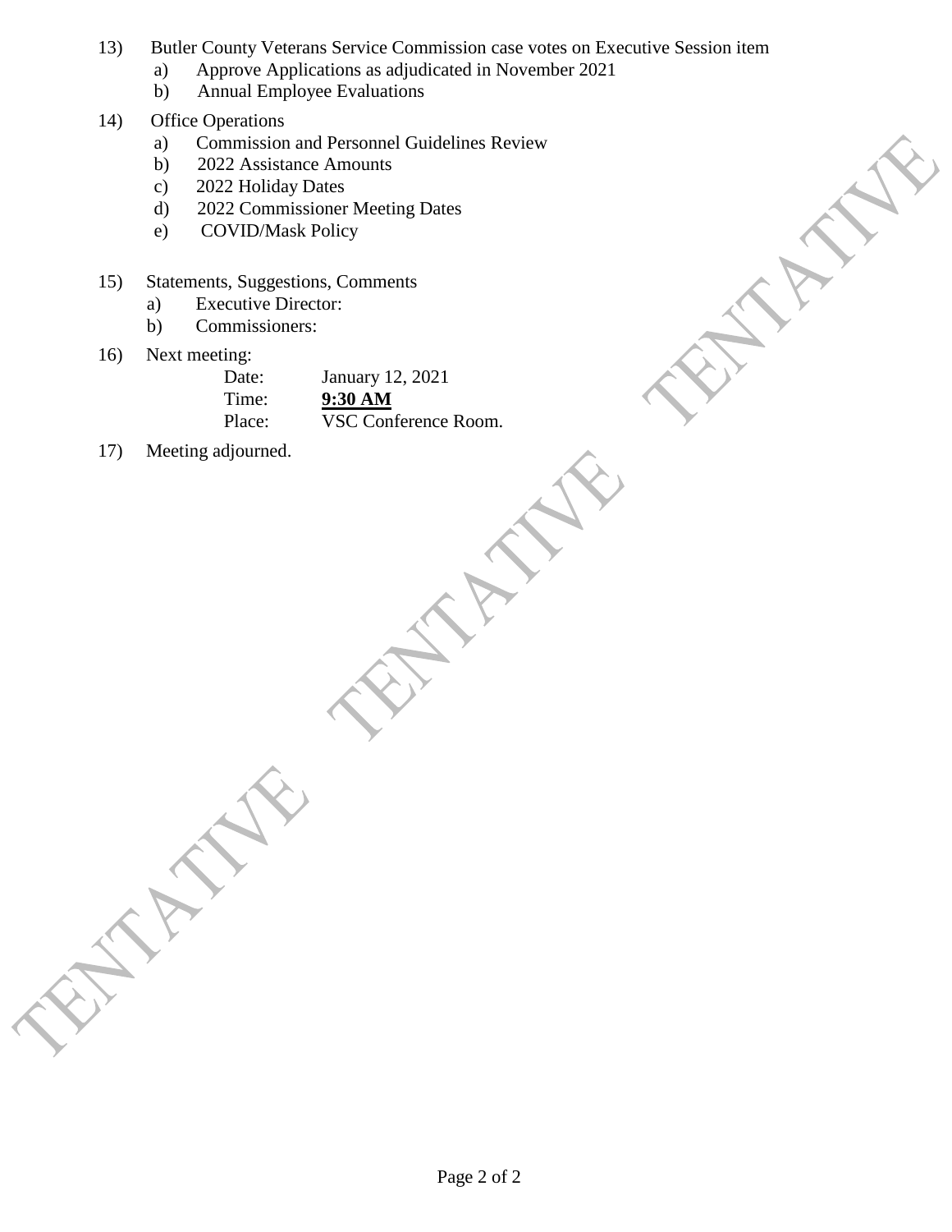13) Butler County Veterans Service Commission case votes on Executive Session item
    a) Approve Applications as adjudicated in November 2021
    b) Annual Employee Evaluations

14) Office Operations
    a) Commission and Personnel Guidelines Review
    b) 2022 Assistance Amounts
    c) 2022 Holiday Dates
    d) 2022 Commissioner Meeting Dates
    e) COVID/Mask Policy

15) Statements, Suggestions, Comments
    a) Executive Director:
    b) Commissioners:

16) Next meeting:
    Date: January 12, 2021
    Time: **9:30 AM**
    Place: VSC Conference Room.

17) Meeting adjourned.

TENTATIVE TENTATIVE TENTATIVE TENTATIVE